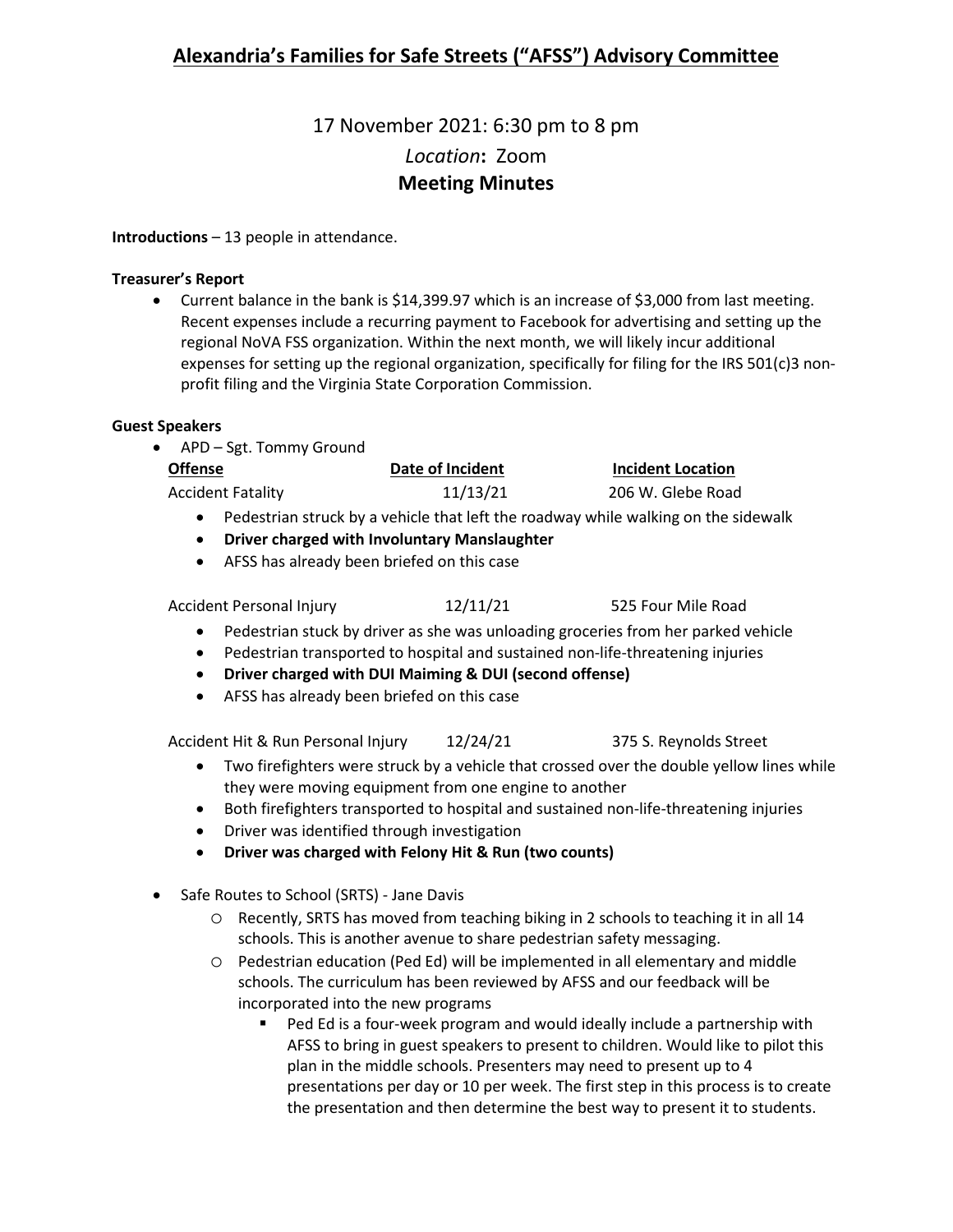# Alexandria's Families for Safe Streets ("AFSS") Advisory Committee

17 November 2021: 6:30 pm to 8 pm

*Location***:** Zoom

**Meeting Minutes**

**Introductions** – 13 people in attendance.

**Treasurer's Report**

- Current balance in the bank is $14,399.97 which is an increase of $3,000 from last meeting. Recent expenses include a recurring payment to Facebook for advertising and setting up the regional NoVA FSS organization. Within the next month, we will likely incur additional expenses for setting up the regional organization, specifically for filing for the IRS 501(c)3 non-profit filing and the Virginia State Corporation Commission.

**Guest Speakers**

- APD – Sgt. Tommy Ground

| Offense | Date of Incident | Incident Location |
|---|---|---|
| Accident Fatality | 11/13/21 | 206 W. Glebe Road |

  - Pedestrian struck by a vehicle that left the roadway while walking on the sidewalk
  - **Driver charged with Involuntary Manslaughter**
  - AFSS has already been briefed on this case

| | | |
|---|---|---|
| Accident Personal Injury | 12/11/21 | 525 Four Mile Road |

  - Pedestrian stuck by driver as she was unloading groceries from her parked vehicle
  - Pedestrian transported to hospital and sustained non-life-threatening injuries
  - **Driver charged with DUI Maiming & DUI (second offense)**
  - AFSS has already been briefed on this case

| | | |
|---|---|---|
| Accident Hit & Run Personal Injury | 12/24/21 | 375 S. Reynolds Street |

  - Two firefighters were struck by a vehicle that crossed over the double yellow lines while they were moving equipment from one engine to another
  - Both firefighters transported to hospital and sustained non-life-threatening injuries
  - Driver was identified through investigation
  - **Driver was charged with Felony Hit & Run (two counts)**

- Safe Routes to School (SRTS) - Jane Davis
  - Recently, SRTS has moved from teaching biking in 2 schools to teaching it in all 14 schools. This is another avenue to share pedestrian safety messaging.
  - Pedestrian education (Ped Ed) will be implemented in all elementary and middle schools. The curriculum has been reviewed by AFSS and our feedback will be incorporated into the new programs
    - Ped Ed is a four-week program and would ideally include a partnership with AFSS to bring in guest speakers to present to children. Would like to pilot this plan in the middle schools. Presenters may need to present up to 4 presentations per day or 10 per week. The first step in this process is to create the presentation and then determine the best way to present it to students.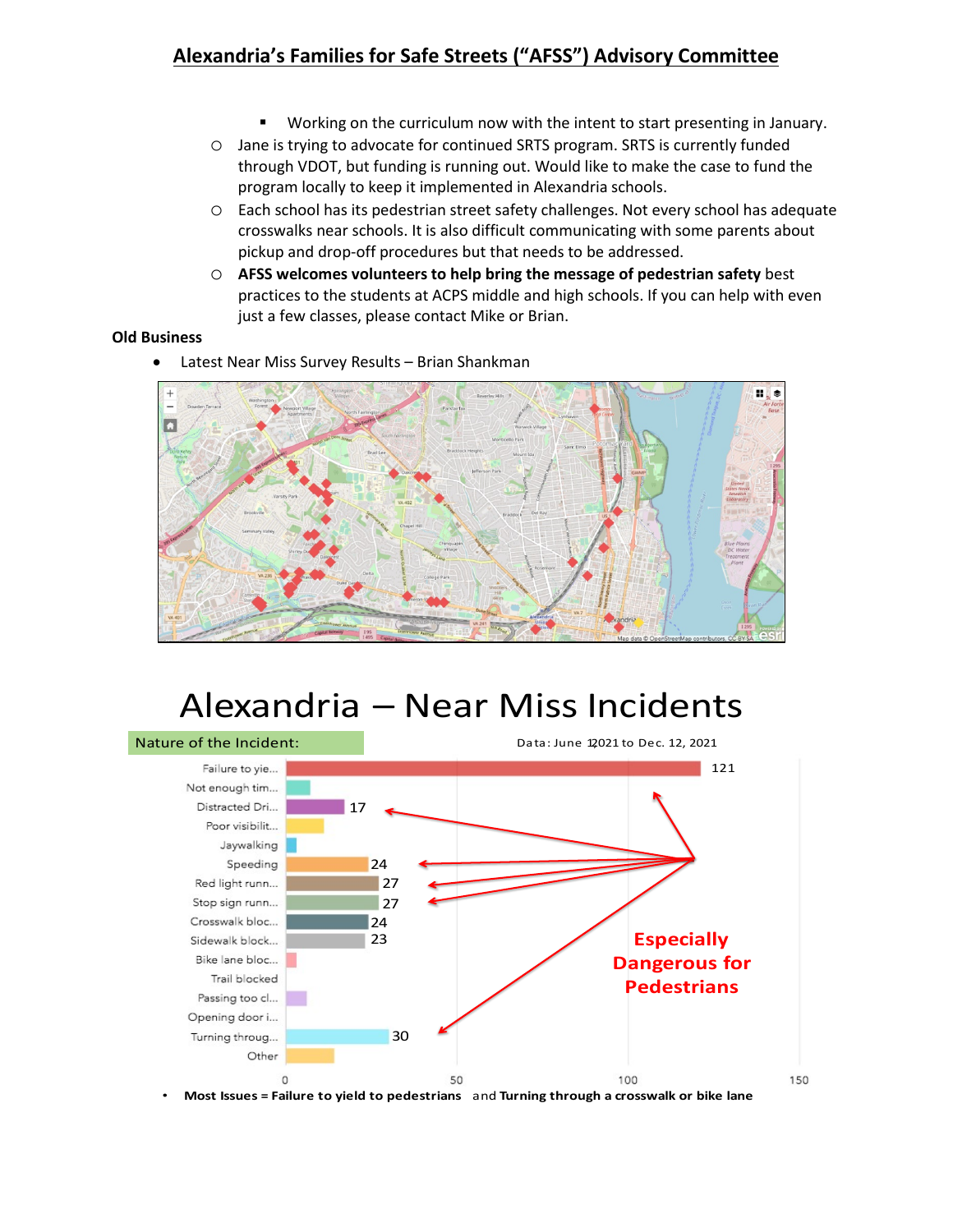## Alexandria's Families for Safe Streets ("AFSS") Advisory Committee

   - Working on the curriculum now with the intent to start presenting in January.
- Jane is trying to advocate for continued SRTS program. SRTS is currently funded through VDOT, but funding is running out. Would like to make the case to fund the program locally to keep it implemented in Alexandria schools.
- Each school has its pedestrian street safety challenges. Not every school has adequate crosswalks near schools. It is also difficult communicating with some parents about pickup and drop-off procedures but that needs to be addressed.
- **AFSS welcomes volunteers to help bring the message of pedestrian safety** best practices to the students at ACPS middle and high schools. If you can help with even just a few classes, please contact Mike or Brian.

**Old Business**

- Latest Near Miss Survey Results – Brian Shankman

# Alexandria – Near Miss Incidents

Nature of the Incident:

Data: June 1, 2021 to Dec. 12, 2021

| Nature of the Incident | Count |
|---|---|
| Failure to yie... | 121 |
| Not enough tim... | |
| Distracted Dri... | 17 |
| Poor visibilit... | |
| Jaywalking | |
| Speeding | 24 |
| Red light runn... | 27 |
| Stop sign runn... | 27 |
| Crosswalk bloc... | 24 |
| Sidewalk block... | 23 |
| Bike lane bloc... | |
| Trail blocked | |
| Passing too cl... | |
| Opening door i... | |
| Turning throug... | 30 |
| Other | |

Especially Dangerous for Pedestrians

- **Most Issues = Failure to yield to pedestrians** and **Turning through a crosswalk or bike lane**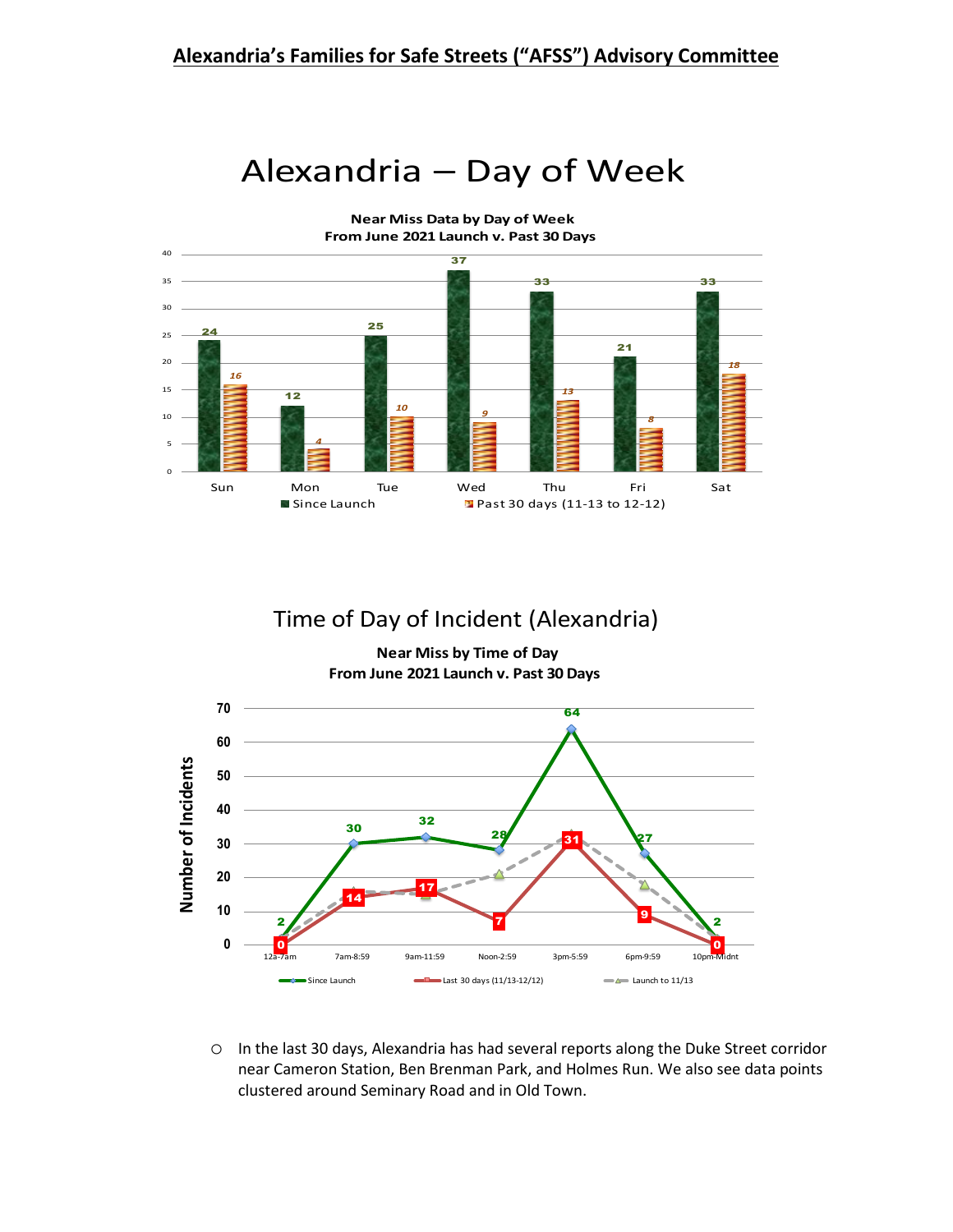## Alexandria's Families for Safe Streets ("AFSS") Advisory Committee

# Alexandria – Day of Week

**Near Miss Data by Day of Week**
**From June 2021 Launch v. Past 30 Days**

| Day | Since Launch | Past 30 days (11-13 to 12-12) |
| --- | --- | --- |
| Sun | 24 | 16 |
| Mon | 12 | 4 |
| Tue | 25 | 10 |
| Wed | 37 | 9 |
| Thu | 33 | 13 |
| Fri | 21 | 8 |
| Sat | 33 | 18 |

# Time of Day of Incident (Alexandria)

**Near Miss by Time of Day**
**From June 2021 Launch v. Past 30 Days**

| Time of Day | Since Launch | Last 30 days (11/13-12/12) |
| --- | --- | --- |
| 12a-7am | 2 | 0 |
| 7am-8:59 | 30 | 14 |
| 9am-11:59 | 32 | 17 |
| Noon-2:59 | 28 | 7 |
| 3pm-5:59 | 64 | 31 |
| 6pm-9:59 | 27 | 9 |
| 10pm-Midnt | 2 | 0 |

Number of Incidents

Legend: Since Launch; Last 30 days (11/13-12/12); Launch to 11/13

- In the last 30 days, Alexandria has had several reports along the Duke Street corridor near Cameron Station, Ben Brenman Park, and Holmes Run. We also see data points clustered around Seminary Road and in Old Town.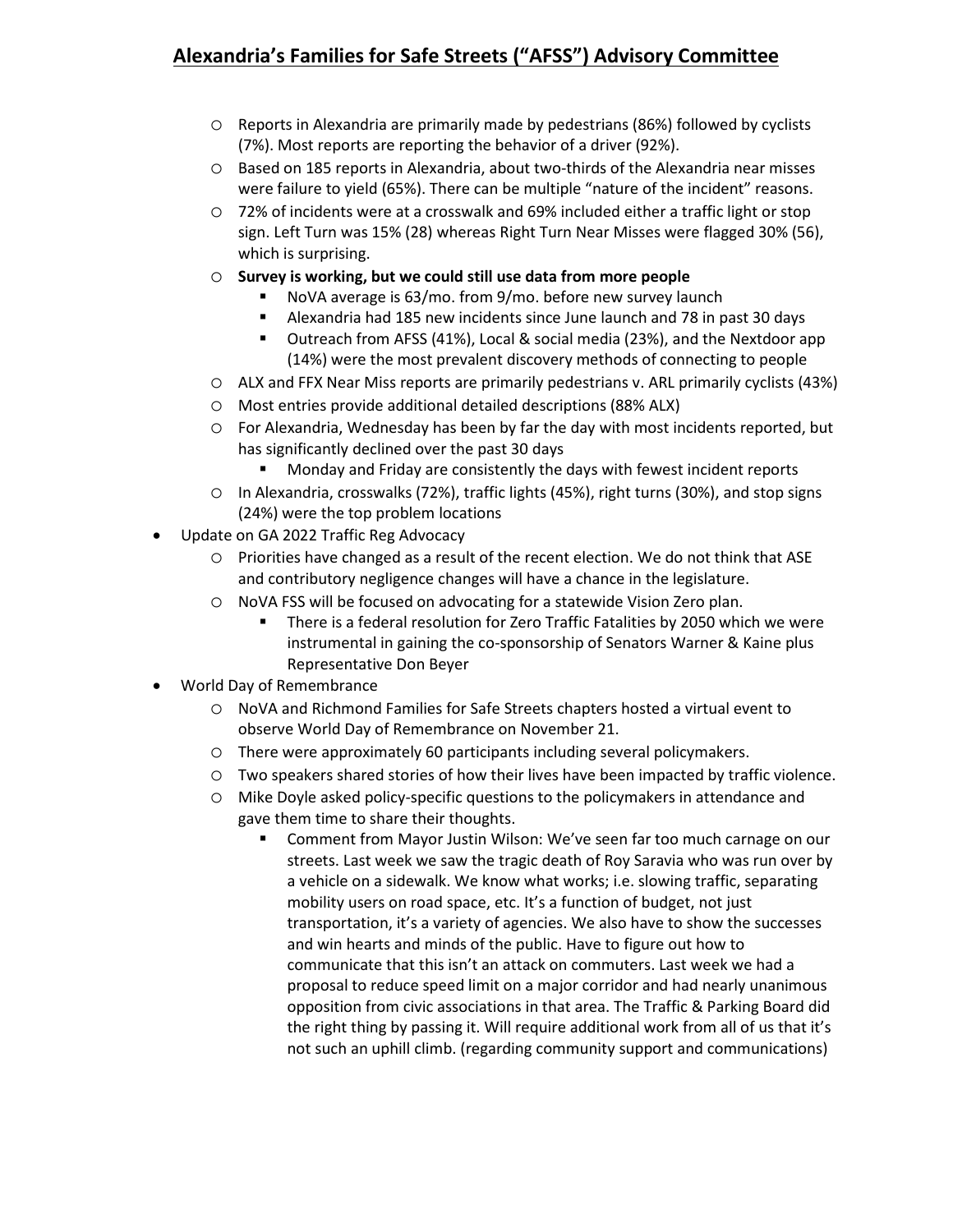- Reports in Alexandria are primarily made by pedestrians (86%) followed by cyclists (7%). Most reports are reporting the behavior of a driver (92%).
  - Based on 185 reports in Alexandria, about two-thirds of the Alexandria near misses were failure to yield (65%). There can be multiple "nature of the incident" reasons.
  - 72% of incidents were at a crosswalk and 69% included either a traffic light or stop sign. Left Turn was 15% (28) whereas Right Turn Near Misses were flagged 30% (56), which is surprising.
  - **Survey is working, but we could still use data from more people**
    - NoVA average is 63/mo. from 9/mo. before new survey launch
    - Alexandria had 185 new incidents since June launch and 78 in past 30 days
    - Outreach from AFSS (41%), Local & social media (23%), and the Nextdoor app (14%) were the most prevalent discovery methods of connecting to people
  - ALX and FFX Near Miss reports are primarily pedestrians v. ARL primarily cyclists (43%)
  - Most entries provide additional detailed descriptions (88% ALX)
  - For Alexandria, Wednesday has been by far the day with most incidents reported, but has significantly declined over the past 30 days
    - Monday and Friday are consistently the days with fewest incident reports
  - In Alexandria, crosswalks (72%), traffic lights (45%), right turns (30%), and stop signs (24%) were the top problem locations
- Update on GA 2022 Traffic Reg Advocacy
  - Priorities have changed as a result of the recent election. We do not think that ASE and contributory negligence changes will have a chance in the legislature.
  - NoVA FSS will be focused on advocating for a statewide Vision Zero plan.
    - There is a federal resolution for Zero Traffic Fatalities by 2050 which we were instrumental in gaining the co-sponsorship of Senators Warner & Kaine plus Representative Don Beyer
- World Day of Remembrance
  - NoVA and Richmond Families for Safe Streets chapters hosted a virtual event to observe World Day of Remembrance on November 21.
  - There were approximately 60 participants including several policymakers.
  - Two speakers shared stories of how their lives have been impacted by traffic violence.
  - Mike Doyle asked policy-specific questions to the policymakers in attendance and gave them time to share their thoughts.
    - Comment from Mayor Justin Wilson: We've seen far too much carnage on our streets. Last week we saw the tragic death of Roy Saravia who was run over by a vehicle on a sidewalk. We know what works; i.e. slowing traffic, separating mobility users on road space, etc. It's a function of budget, not just transportation, it's a variety of agencies. We also have to show the successes and win hearts and minds of the public. Have to figure out how to communicate that this isn't an attack on commuters. Last week we had a proposal to reduce speed limit on a major corridor and had nearly unanimous opposition from civic associations in that area. The Traffic & Parking Board did the right thing by passing it. Will require additional work from all of us that it's not such an uphill climb. (regarding community support and communications)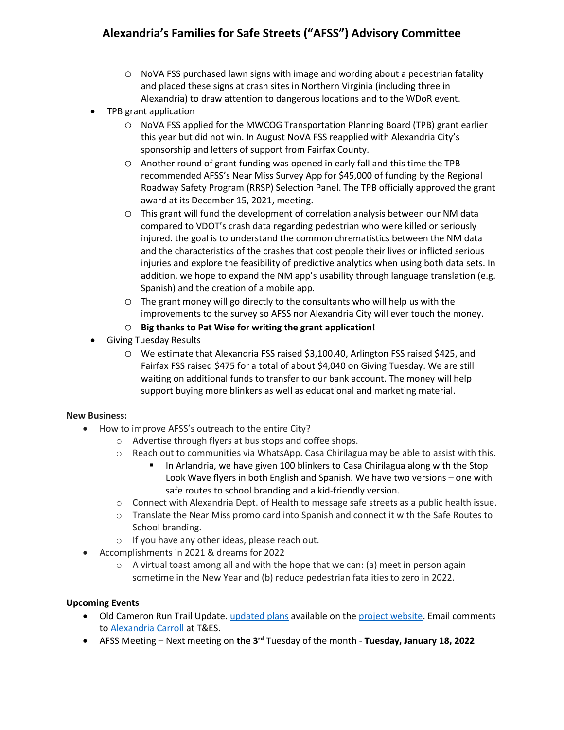- NoVA FSS purchased lawn signs with image and wording about a pedestrian fatality and placed these signs at crash sites in Northern Virginia (including three in Alexandria) to draw attention to dangerous locations and to the WDoR event.

- TPB grant application
  - NoVA FSS applied for the MWCOG Transportation Planning Board (TPB) grant earlier this year but did not win. In August NoVA FSS reapplied with Alexandria City's sponsorship and letters of support from Fairfax County.
  - Another round of grant funding was opened in early fall and this time the TPB recommended AFSS's Near Miss Survey App for $45,000 of funding by the Regional Roadway Safety Program (RRSP) Selection Panel. The TPB officially approved the grant award at its December 15, 2021, meeting.
  - This grant will fund the development of correlation analysis between our NM data compared to VDOT's crash data regarding pedestrian who were killed or seriously injured. the goal is to understand the common chrematistics between the NM data and the characteristics of the crashes that cost people their lives or inflicted serious injuries and explore the feasibility of predictive analytics when using both data sets. In addition, we hope to expand the NM app's usability through language translation (e.g. Spanish) and the creation of a mobile app.
  - The grant money will go directly to the consultants who will help us with the improvements to the survey so AFSS nor Alexandria City will ever touch the money.
  - **Big thanks to Pat Wise for writing the grant application!**
- Giving Tuesday Results
  - We estimate that Alexandria FSS raised $3,100.40, Arlington FSS raised $425, and Fairfax FSS raised $475 for a total of about $4,040 on Giving Tuesday. We are still waiting on additional funds to transfer to our bank account. The money will help support buying more blinkers as well as educational and marketing material.

**New Business:**

- How to improve AFSS's outreach to the entire City?
  - Advertise through flyers at bus stops and coffee shops.
  - Reach out to communities via WhatsApp. Casa Chirilagua may be able to assist with this.
    - In Arlandria, we have given 100 blinkers to Casa Chirilagua along with the Stop Look Wave flyers in both English and Spanish. We have two versions – one with safe routes to school branding and a kid-friendly version.
  - Connect with Alexandria Dept. of Health to message safe streets as a public health issue.
  - Translate the Near Miss promo card into Spanish and connect it with the Safe Routes to School branding.
  - If you have any other ideas, please reach out.
- Accomplishments in 2021 & dreams for 2022
  - A virtual toast among all and with the hope that we can: (a) meet in person again sometime in the New Year and (b) reduce pedestrian fatalities to zero in 2022.

**Upcoming Events**

- Old Cameron Run Trail Update. updated plans available on the project website. Email comments to Alexandria Carroll at T&ES.
- AFSS Meeting – Next meeting on **the 3rd** Tuesday of the month - **Tuesday, January 18, 2022**